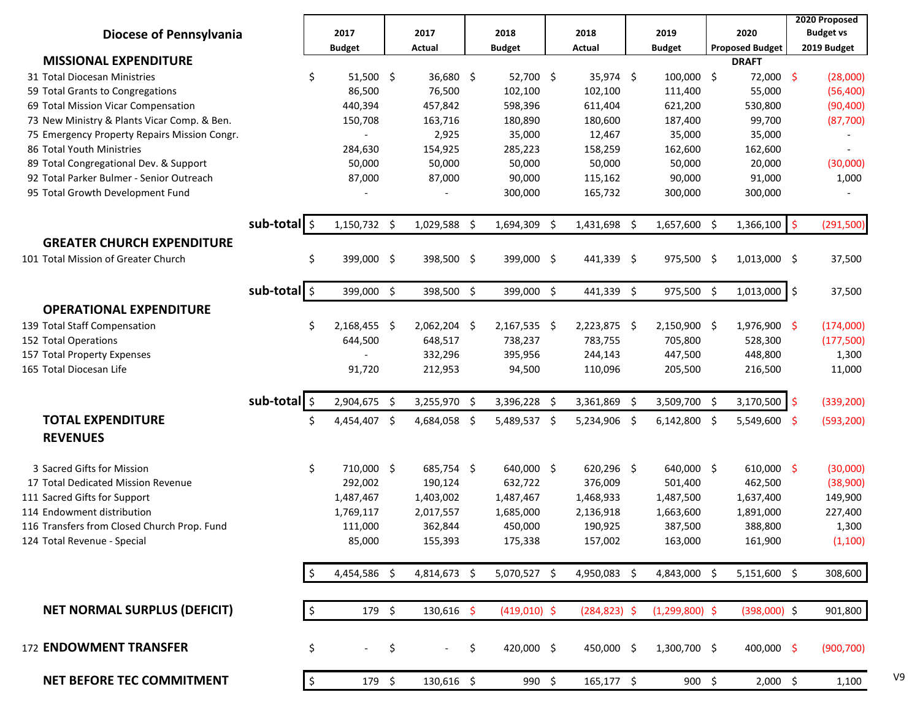# Diocese of Pennsylvania

| | 2017 Budget | 2017 Actual | 2018 Budget | 2018 Actual | 2019 Budget | 2020 Proposed Budget DRAFT | 2020 Proposed Budget vs 2019 Budget |
|---|---|---|---|---|---|---|---|
| **MISSIONAL EXPENDITURE** | | | | | | | |
| 31 Total Diocesan Ministries | $ 51,500 | $ 36,680 | $ 52,700 | $ 35,974 | $ 100,000 | $ 72,000 | $ (28,000) |
| 59 Total Grants to Congregations | 86,500 | 76,500 | 102,100 | 102,100 | 111,400 | 55,000 | (56,400) |
| 69 Total Mission Vicar Compensation | 440,394 | 457,842 | 598,396 | 611,404 | 621,200 | 530,800 | (90,400) |
| 73 New Ministry & Plants Vicar Comp. & Ben. | 150,708 | 163,716 | 180,890 | 180,600 | 187,400 | 99,700 | (87,700) |
| 75 Emergency Property Repairs Mission Congr. | - | 2,925 | 35,000 | 12,467 | 35,000 | 35,000 | - |
| 86 Total Youth Ministries | 284,630 | 154,925 | 285,223 | 158,259 | 162,600 | 162,600 | - |
| 89 Total Congregational Dev. & Support | 50,000 | 50,000 | 50,000 | 50,000 | 50,000 | 20,000 | (30,000) |
| 92 Total Parker Bulmer - Senior Outreach | 87,000 | 87,000 | 90,000 | 115,162 | 90,000 | 91,000 | 1,000 |
| 95 Total Growth Development Fund | - | - | 300,000 | 165,732 | 300,000 | 300,000 | - |
| **sub-total** | $ 1,150,732 | $ 1,029,588 | $ 1,694,309 | $ 1,431,698 | $ 1,657,600 | $ 1,366,100 | $ (291,500) |
| **GREATER CHURCH EXPENDITURE** | | | | | | | |
| 101 Total Mission of Greater Church | $ 399,000 | $ 398,500 | $ 399,000 | $ 441,339 | $ 975,500 | $ 1,013,000 | $ 37,500 |
| **sub-total** | $ 399,000 | $ 398,500 | $ 399,000 | $ 441,339 | $ 975,500 | $ 1,013,000 | $ 37,500 |
| **OPERATIONAL EXPENDITURE** | | | | | | | |
| 139 Total Staff Compensation | $ 2,168,455 | $ 2,062,204 | $ 2,167,535 | $ 2,223,875 | $ 2,150,900 | $ 1,976,900 | $ (174,000) |
| 152 Total Operations | 644,500 | 648,517 | 738,237 | 783,755 | 705,800 | 528,300 | (177,500) |
| 157 Total Property Expenses | - | 332,296 | 395,956 | 244,143 | 447,500 | 448,800 | 1,300 |
| 165 Total Diocesan Life | 91,720 | 212,953 | 94,500 | 110,096 | 205,500 | 216,500 | 11,000 |
| **sub-total** | $ 2,904,675 | $ 3,255,970 | $ 3,396,228 | $ 3,361,869 | $ 3,509,700 | $ 3,170,500 | $ (339,200) |
| **TOTAL EXPENDITURE** | $ 4,454,407 | $ 4,684,058 | $ 5,489,537 | $ 5,234,906 | $ 6,142,800 | $ 5,549,600 | $ (593,200) |
| **REVENUES** | | | | | | | |
| 3 Sacred Gifts for Mission | $ 710,000 | $ 685,754 | $ 640,000 | $ 620,296 | $ 640,000 | $ 610,000 | $ (30,000) |
| 17 Total Dedicated Mission Revenue | 292,002 | 190,124 | 632,722 | 376,009 | 501,400 | 462,500 | (38,900) |
| 111 Sacred Gifts for Support | 1,487,467 | 1,403,002 | 1,487,467 | 1,468,933 | 1,487,500 | 1,637,400 | 149,900 |
| 114 Endowment distribution | 1,769,117 | 2,017,557 | 1,685,000 | 2,136,918 | 1,663,600 | 1,891,000 | 227,400 |
| 116 Transfers from Closed Church Prop. Fund | 111,000 | 362,844 | 450,000 | 190,925 | 387,500 | 388,800 | 1,300 |
| 124 Total Revenue - Special | 85,000 | 155,393 | 175,338 | 157,002 | 163,000 | 161,900 | (1,100) |
| | $ 4,454,586 | $ 4,814,673 | $ 5,070,527 | $ 4,950,083 | $ 4,843,000 | $ 5,151,600 | $ 308,600 |
| **NET NORMAL SURPLUS (DEFICIT)** | $ 179 | $ 130,616 | $ (419,010) | $ (284,823) | $ (1,299,800) | $ (398,000) | $ 901,800 |
| 172 **ENDOWMENT TRANSFER** | $ - | $ - | $ 420,000 | $ 450,000 | $ 1,300,700 | $ 400,000 | $ (900,700) |
| **NET BEFORE TEC COMMITMENT** | $ 179 | $ 130,616 | $ 990 | $ 165,177 | $ 900 | $ 2,000 | $ 1,100 |

V9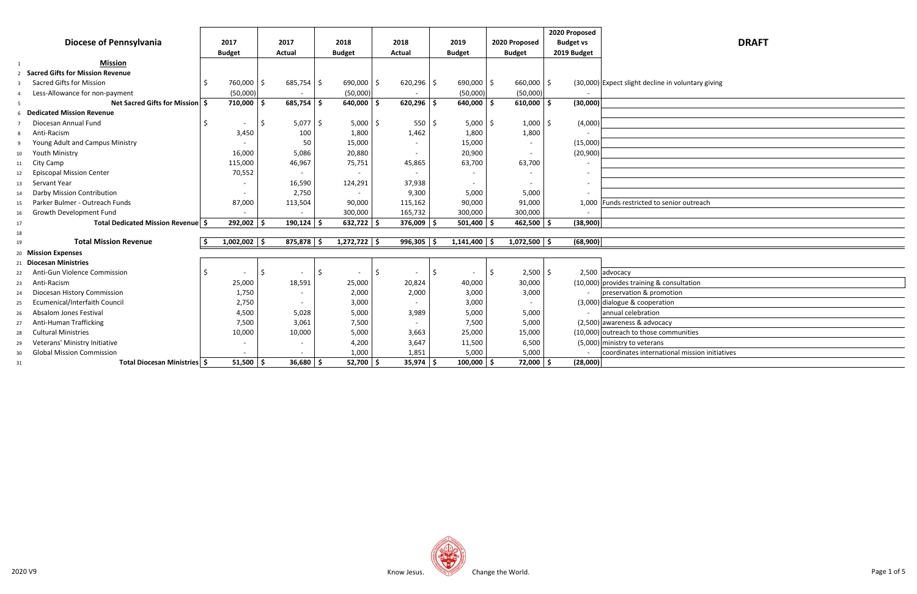# Diocese of Pennsylvania

**DRAFT**

| | Diocese of Pennsylvania | 2017 Budget | 2017 Actual | 2018 Budget | 2018 Actual | 2019 Budget | 2020 Proposed Budget | 2020 Proposed Budget vs 2019 Budget | |
|---|---|---|---|---|---|---|---|---|---|
| 1 | **Mission** | | | | | | | | |
| 2 | **Sacred Gifts for Mission Revenue** | | | | | | | | |
| 3 | Sacred Gifts for Mission | $ 760,000 | $ 685,754 | $ 690,000 | $ 620,296 | $ 690,000 | $ 660,000 | $ (30,000) | Expect slight decline in voluntary giving |
| 4 | Less-Allowance for non-payment | (50,000) | - | (50,000) | - | (50,000) | (50,000) | - | |
| 5 | **Net Sacred Gifts for Mission** | **$ 710,000** | **$ 685,754** | **$ 640,000** | **$ 620,296** | **$ 640,000** | **$ 610,000** | **$ (30,000)** | |
| 6 | **Dedicated Mission Revenue** | | | | | | | | |
| 7 | Diocesan Annual Fund | $ - | $ 5,077 | $ 5,000 | $ 550 | $ 5,000 | $ 1,000 | $ (4,000) | |
| 8 | Anti-Racism | 3,450 | 100 | 1,800 | 1,462 | 1,800 | 1,800 | - | |
| 9 | Young Adult and Campus Ministry | - | 50 | 15,000 | - | 15,000 | - | (15,000) | |
| 10 | Youth Ministry | 16,000 | 5,086 | 20,880 | - | 20,900 | - | (20,900) | |
| 11 | City Camp | 115,000 | 46,967 | 75,751 | 45,865 | 63,700 | 63,700 | - | |
| 12 | Episcopal Mission Center | 70,552 | - | - | - | - | - | - | |
| 13 | Servant Year | - | 16,590 | 124,291 | 37,938 | - | - | - | |
| 14 | Darby Mission Contribution | - | 2,750 | - | 9,300 | 5,000 | 5,000 | - | |
| 15 | Parker Bulmer - Outreach Funds | 87,000 | 113,504 | 90,000 | 115,162 | 90,000 | 91,000 | 1,000 | Funds restricted to senior outreach |
| 16 | Growth Development Fund | - | - | 300,000 | 165,732 | 300,000 | 300,000 | - | |
| 17 | **Total Dedicated Mission Revenue** | **$ 292,002** | **$ 190,124** | **$ 632,722** | **$ 376,009** | **$ 501,400** | **$ 462,500** | **$ (38,900)** | |
| 18 | | | | | | | | | |
| 19 | **Total Mission Revenue** | **$ 1,002,002** | **$ 875,878** | **$ 1,272,722** | **$ 996,305** | **$ 1,141,400** | **$ 1,072,500** | **$ (68,900)** | |
| 20 | **Mission Expenses** | | | | | | | | |
| 21 | **Diocesan Ministries** | | | | | | | | |
| 22 | Anti-Gun Violence Commission | $ - | $ - | $ - | $ - | $ - | $ 2,500 | $ 2,500 | advocacy |
| 23 | Anti-Racism | 25,000 | 18,591 | 25,000 | 20,824 | 40,000 | 30,000 | (10,000) | provides training & consultation |
| 24 | Diocesan History Commission | 1,750 | - | 2,000 | 2,000 | 3,000 | 3,000 | - | preservation & promotion |
| 25 | Ecumenical/Interfaith Council | 2,750 | - | 3,000 | - | 3,000 | - | (3,000) | dialogue & cooperation |
| 26 | Absalom Jones Festival | 4,500 | 5,028 | 5,000 | 3,989 | 5,000 | 5,000 | - | annual celebration |
| 27 | Anti-Human Trafficking | 7,500 | 3,061 | 7,500 | - | 7,500 | 5,000 | (2,500) | awareness & advocacy |
| 28 | Cultural Ministries | 10,000 | 10,000 | 5,000 | 3,663 | 25,000 | 15,000 | (10,000) | outreach to those communities |
| 29 | Veterans' Ministry Initiative | - | - | 4,200 | 3,647 | 11,500 | 6,500 | (5,000) | ministry to veterans |
| 30 | Global Mission Commission | - | - | 1,000 | 1,851 | 5,000 | 5,000 | - | coordinates international mission initiatives |
| 31 | **Total Diocesan Ministries** | **$ 51,500** | **$ 36,680** | **$ 52,700** | **$ 35,974** | **$ 100,000** | **$ 72,000** | **$ (28,000)** | |

2020 V9

Know Jesus. Change the World.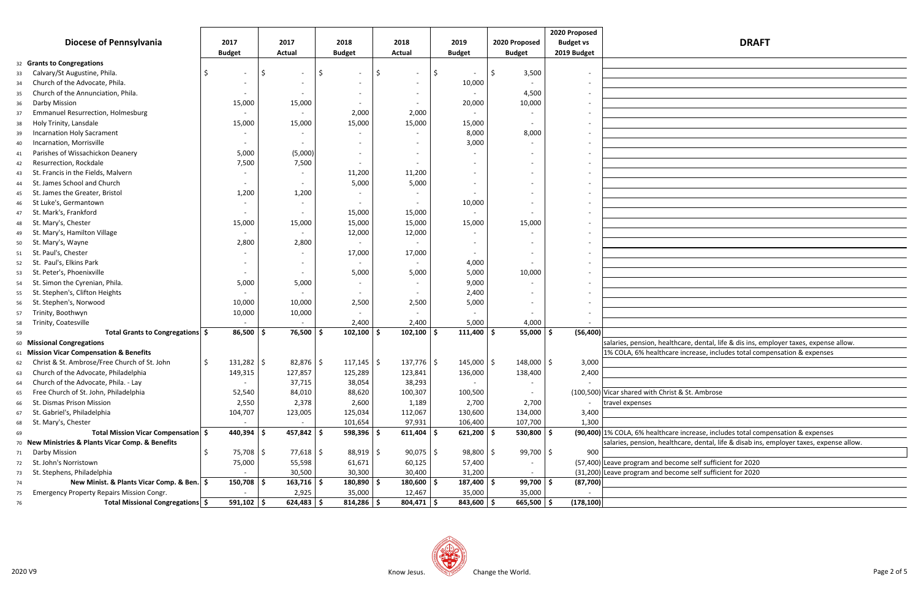# Diocese of Pennsylvania

**DRAFT**

| | Diocese of Pennsylvania | 2017 Budget | 2017 Actual | 2018 Budget | 2018 Actual | 2019 Budget | 2020 Proposed Budget | 2020 Proposed Budget vs 2019 Budget | |
|---|---|---|---|---|---|---|---|---|---|
| 32 | **Grants to Congregations** | | | | | | | | |
| 33 | Calvary/St Augustine, Phila. | $ - | $ - | $ - | $ - | $ - | $ 3,500 | - | |
| 34 | Church of the Advocate, Phila. | - | - | - | - | 10,000 | - | - | |
| 35 | Church of the Annunciation, Phila. | - | - | - | - | - | 4,500 | - | |
| 36 | Darby Mission | 15,000 | 15,000 | - | - | 20,000 | 10,000 | - | |
| 37 | Emmanuel Resurrection, Holmesburg | - | - | 2,000 | 2,000 | - | - | - | |
| 38 | Holy Trinity, Lansdale | 15,000 | 15,000 | 15,000 | 15,000 | 15,000 | - | - | |
| 39 | Incarnation Holy Sacrament | - | - | - | - | 8,000 | 8,000 | - | |
| 40 | Incarnation, Morrisville | - | - | - | - | 3,000 | - | - | |
| 41 | Parishes of Wissachickon Deanery | 5,000 | (5,000) | - | - | - | - | - | |
| 42 | Resurrection, Rockdale | 7,500 | 7,500 | - | - | - | - | - | |
| 43 | St. Francis in the Fields, Malvern | - | - | 11,200 | 11,200 | - | - | - | |
| 44 | St. James School and Church | - | - | 5,000 | 5,000 | - | - | - | |
| 45 | St. James the Greater, Bristol | 1,200 | 1,200 | - | - | - | - | - | |
| 46 | St Luke's, Germantown | - | - | - | - | 10,000 | - | - | |
| 47 | St. Mark's, Frankford | - | - | 15,000 | 15,000 | - | - | - | |
| 48 | St. Mary's, Chester | 15,000 | 15,000 | 15,000 | 15,000 | 15,000 | 15,000 | - | |
| 49 | St. Mary's, Hamilton Village | - | - | 12,000 | 12,000 | - | - | - | |
| 50 | St. Mary's, Wayne | 2,800 | 2,800 | - | - | - | - | - | |
| 51 | St. Paul's, Chester | - | - | 17,000 | 17,000 | - | - | - | |
| 52 | St. Paul's, Elkins Park | - | - | - | - | 4,000 | - | - | |
| 53 | St. Peter's, Phoenixville | - | - | 5,000 | 5,000 | 5,000 | 10,000 | - | |
| 54 | St. Simon the Cyrenian, Phila. | 5,000 | 5,000 | - | - | 9,000 | - | - | |
| 55 | St. Stephen's, Clifton Heights | - | - | - | - | 2,400 | - | - | |
| 56 | St. Stephen's, Norwood | 10,000 | 10,000 | 2,500 | 2,500 | 5,000 | - | - | |
| 57 | Trinity, Boothwyn | 10,000 | 10,000 | - | - | - | - | - | |
| 58 | Trinity, Coatesville | - | - | 2,400 | 2,400 | 5,000 | 4,000 | - | |
| 59 | **Total Grants to Congregations** | **$ 86,500** | **$ 76,500** | **$ 102,100** | **$ 102,100** | **$ 111,400** | **$ 55,000** | **$ (56,400)** | |
| 60 | **Missional Congregations** | | | | | | | | salaries, pension, healthcare, dental, life & dis ins, employer taxes, expense allow. |
| 61 | **Mission Vicar Compensation & Benefits** | | | | | | | | 1% COLA, 6% healthcare increase, includes total compensation & expenses |
| 62 | Christ & St. Ambrose/Free Church of St. John | $ 131,282 | $ 82,876 | $ 117,145 | $ 137,776 | $ 145,000 | $ 148,000 | $ 3,000 | |
| 63 | Church of the Advocate, Philadelphia | 149,315 | 127,857 | 125,289 | 123,841 | 136,000 | 138,400 | 2,400 | |
| 64 | Church of the Advocate, Phila. - Lay | - | 37,715 | 38,054 | 38,293 | - | - | - | |
| 65 | Free Church of St. John, Philadelphia | 52,540 | 84,010 | 88,620 | 100,307 | 100,500 | - | (100,500) | Vicar shared with Christ & St. Ambrose |
| 66 | St. Dismas Prison Mission | 2,550 | 2,378 | 2,600 | 1,189 | 2,700 | 2,700 | - | travel expenses |
| 67 | St. Gabriel's, Philadelphia | 104,707 | 123,005 | 125,034 | 112,067 | 130,600 | 134,000 | 3,400 | |
| 68 | St. Mary's, Chester | - | - | 101,654 | 97,931 | 106,400 | 107,700 | 1,300 | |
| 69 | **Total Mission Vicar Compensation** | **$ 440,394** | **$ 457,842** | **$ 598,396** | **$ 611,404** | **$ 621,200** | **$ 530,800** | **$ (90,400)** | 1% COLA, 6% healthcare increase, includes total compensation & expenses |
| 70 | **New Ministries & Plants Vicar Comp. & Benefits** | | | | | | | | salaries, pension, healthcare, dental, life & disab ins, employer taxes, expense allow. |
| 71 | Darby Mission | $ 75,708 | $ 77,618 | $ 88,919 | $ 90,075 | $ 98,800 | $ 99,700 | $ 900 | |
| 72 | St. John's Norristown | 75,000 | 55,598 | 61,671 | 60,125 | 57,400 | - | (57,400) | Leave program and become self sufficient for 2020 |
| 73 | St. Stephens, Philadelphia | - | 30,500 | 30,300 | 30,400 | 31,200 | - | (31,200) | Leave program and become self sufficient for 2020 |
| 74 | **New Minist. & Plants Vicar Comp. & Ben.** | **$ 150,708** | **$ 163,716** | **$ 180,890** | **$ 180,600** | **$ 187,400** | **$ 99,700** | **$ (87,700)** | |
| 75 | Emergency Property Repairs Mission Congr. | - | 2,925 | 35,000 | 12,467 | 35,000 | 35,000 | - | |
| 76 | **Total Missional Congregations** | **$ 591,102** | **$ 624,483** | **$ 814,286** | **$ 804,471** | **$ 843,600** | **$ 665,500** | **$ (178,100)** | |

2020 V9

Know Jesus. Change the World.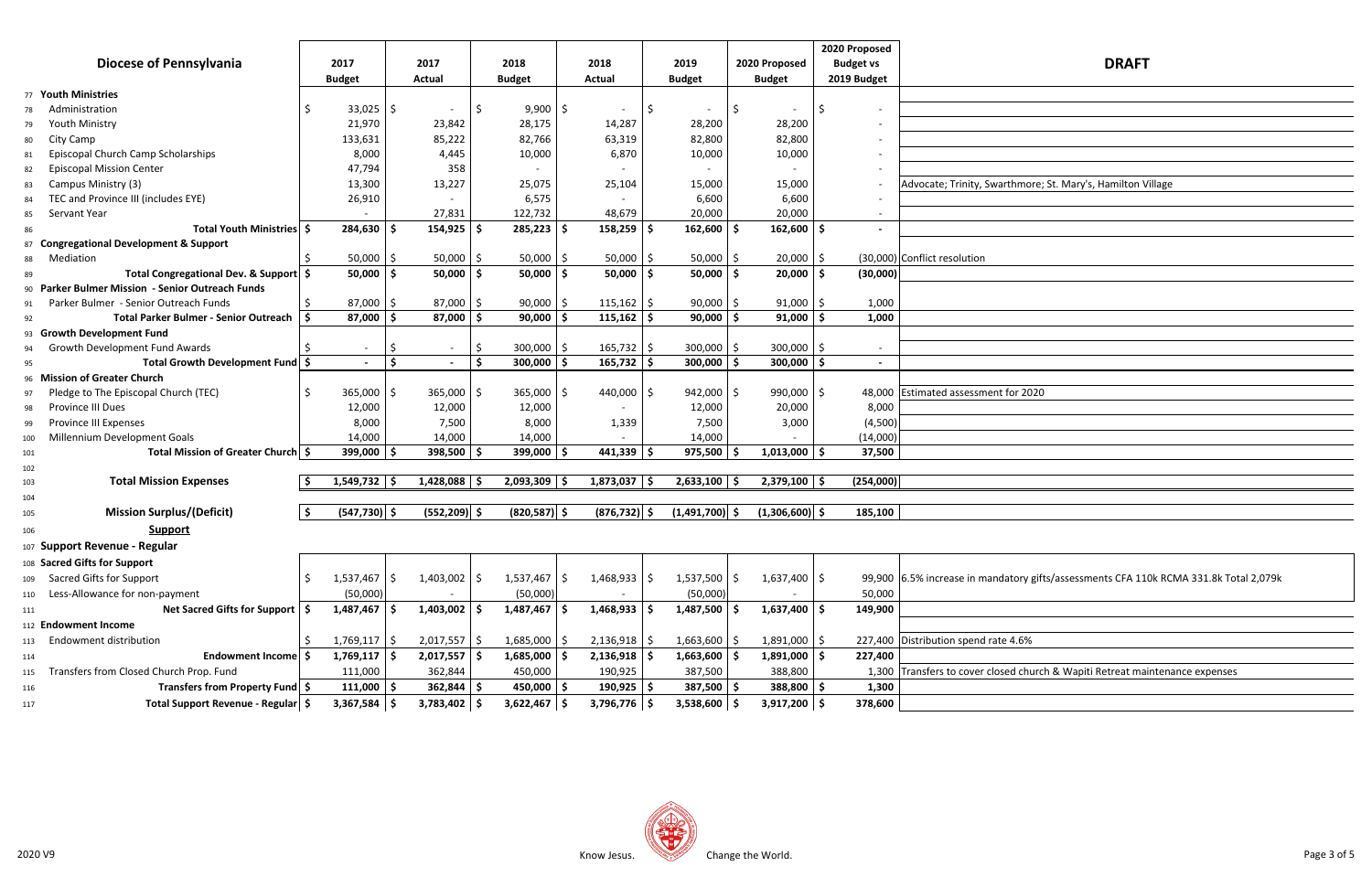# Diocese of Pennsylvania

**DRAFT**

| | Diocese of Pennsylvania | 2017 Budget | 2017 Actual | 2018 Budget | 2018 Actual | 2019 Budget | 2020 Proposed Budget | 2020 Proposed Budget vs 2019 Budget | |
|---|---|---|---|---|---|---|---|---|---|
| 77 | **Youth Ministries** | | | | | | | | |
| 78 | Administration | $ 33,025 | $ - | $ 9,900 | $ - | $ - | $ - | $ - | |
| 79 | Youth Ministry | 21,970 | 23,842 | 28,175 | 14,287 | 28,200 | 28,200 | - | |
| 80 | City Camp | 133,631 | 85,222 | 82,766 | 63,319 | 82,800 | 82,800 | - | |
| 81 | Episcopal Church Camp Scholarships | 8,000 | 4,445 | 10,000 | 6,870 | 10,000 | 10,000 | - | |
| 82 | Episcopal Mission Center | 47,794 | 358 | - | - | - | - | - | |
| 83 | Campus Ministry (3) | 13,300 | 13,227 | 25,075 | 25,104 | 15,000 | 15,000 | - | Advocate; Trinity, Swarthmore; St. Mary's, Hamilton Village |
| 84 | TEC and Province III (includes EYE) | 26,910 | - | 6,575 | - | 6,600 | 6,600 | - | |
| 85 | Servant Year | - | 27,831 | 122,732 | 48,679 | 20,000 | 20,000 | - | |
| 86 | **Total Youth Ministries** | **$ 284,630** | **$ 154,925** | **$ 285,223** | **$ 158,259** | **$ 162,600** | **$ 162,600** | **$ -** | |
| 87 | **Congregational Development & Support** | | | | | | | | |
| 88 | Mediation | $ 50,000 | $ 50,000 | $ 50,000 | $ 50,000 | $ 50,000 | $ 20,000 | $ (30,000) | Conflict resolution |
| 89 | **Total Congregational Dev. & Support** | **$ 50,000** | **$ 50,000** | **$ 50,000** | **$ 50,000** | **$ 50,000** | **$ 20,000** | **$ (30,000)** | |
| 90 | **Parker Bulmer Mission - Senior Outreach Funds** | | | | | | | | |
| 91 | Parker Bulmer - Senior Outreach Funds | $ 87,000 | $ 87,000 | $ 90,000 | $ 115,162 | $ 90,000 | $ 91,000 | $ 1,000 | |
| 92 | **Total Parker Bulmer - Senior Outreach** | **$ 87,000** | **$ 87,000** | **$ 90,000** | **$ 115,162** | **$ 90,000** | **$ 91,000** | **$ 1,000** | |
| 93 | **Growth Development Fund** | | | | | | | | |
| 94 | Growth Development Fund Awards | $ - | $ - | $ 300,000 | $ 165,732 | $ 300,000 | $ 300,000 | $ - | |
| 95 | **Total Growth Development Fund** | **$ -** | **$ -** | **$ 300,000** | **$ 165,732** | **$ 300,000** | **$ 300,000** | **$ -** | |
| 96 | **Mission of Greater Church** | | | | | | | | |
| 97 | Pledge to The Episcopal Church (TEC) | $ 365,000 | $ 365,000 | $ 365,000 | $ 440,000 | $ 942,000 | $ 990,000 | $ 48,000 | Estimated assessment for 2020 |
| 98 | Province III Dues | 12,000 | 12,000 | 12,000 | - | 12,000 | 20,000 | 8,000 | |
| 99 | Province III Expenses | 8,000 | 7,500 | 8,000 | 1,339 | 7,500 | 3,000 | (4,500) | |
| 100 | Millennium Development Goals | 14,000 | 14,000 | 14,000 | - | 14,000 | - | (14,000) | |
| 101 | **Total Mission of Greater Church** | **$ 399,000** | **$ 398,500** | **$ 399,000** | **$ 441,339** | **$ 975,500** | **$ 1,013,000** | **$ 37,500** | |
| 102 | | | | | | | | | |
| 103 | **Total Mission Expenses** | **$ 1,549,732** | **$ 1,428,088** | **$ 2,093,309** | **$ 1,873,037** | **$ 2,633,100** | **$ 2,379,100** | **$ (254,000)** | |
| 104 | | | | | | | | | |
| 105 | **Mission Surplus/(Deficit)** | **$ (547,730)** | **$ (552,209)** | **$ (820,587)** | **$ (876,732)** | **$ (1,491,700)** | **$ (1,306,600)** | **$ 185,100** | |
| 106 | **Support** | | | | | | | | |
| 107 | **Support Revenue - Regular** | | | | | | | | |
| 108 | **Sacred Gifts for Support** | | | | | | | | |
| 109 | Sacred Gifts for Support | $ 1,537,467 | $ 1,403,002 | $ 1,537,467 | $ 1,468,933 | $ 1,537,500 | $ 1,637,400 | $ 99,900 | 6.5% increase in mandatory gifts/assessments CFA 110k RCMA 331.8k Total 2,079k |
| 110 | Less-Allowance for non-payment | (50,000) | - | (50,000) | - | (50,000) | - | 50,000 | |
| 111 | **Net Sacred Gifts for Support** | **$ 1,487,467** | **$ 1,403,002** | **$ 1,487,467** | **$ 1,468,933** | **$ 1,487,500** | **$ 1,637,400** | **$ 149,900** | |
| 112 | **Endowment Income** | | | | | | | | |
| 113 | Endowment distribution | $ 1,769,117 | $ 2,017,557 | $ 1,685,000 | $ 2,136,918 | $ 1,663,600 | $ 1,891,000 | $ 227,400 | Distribution spend rate 4.6% |
| 114 | **Endowment Income** | **$ 1,769,117** | **$ 2,017,557** | **$ 1,685,000** | **$ 2,136,918** | **$ 1,663,600** | **$ 1,891,000** | **$ 227,400** | |
| 115 | Transfers from Closed Church Prop. Fund | 111,000 | 362,844 | 450,000 | 190,925 | 387,500 | 388,800 | 1,300 | Transfers to cover closed church & Wapiti Retreat maintenance expenses |
| 116 | **Transfers from Property Fund** | **$ 111,000** | **$ 362,844** | **$ 450,000** | **$ 190,925** | **$ 387,500** | **$ 388,800** | **$ 1,300** | |
| 117 | **Total Support Revenue - Regular** | **$ 3,367,584** | **$ 3,783,402** | **$ 3,622,467** | **$ 3,796,776** | **$ 3,538,600** | **$ 3,917,200** | **$ 378,600** | |

2020 V9

Know Jesus. Change the World.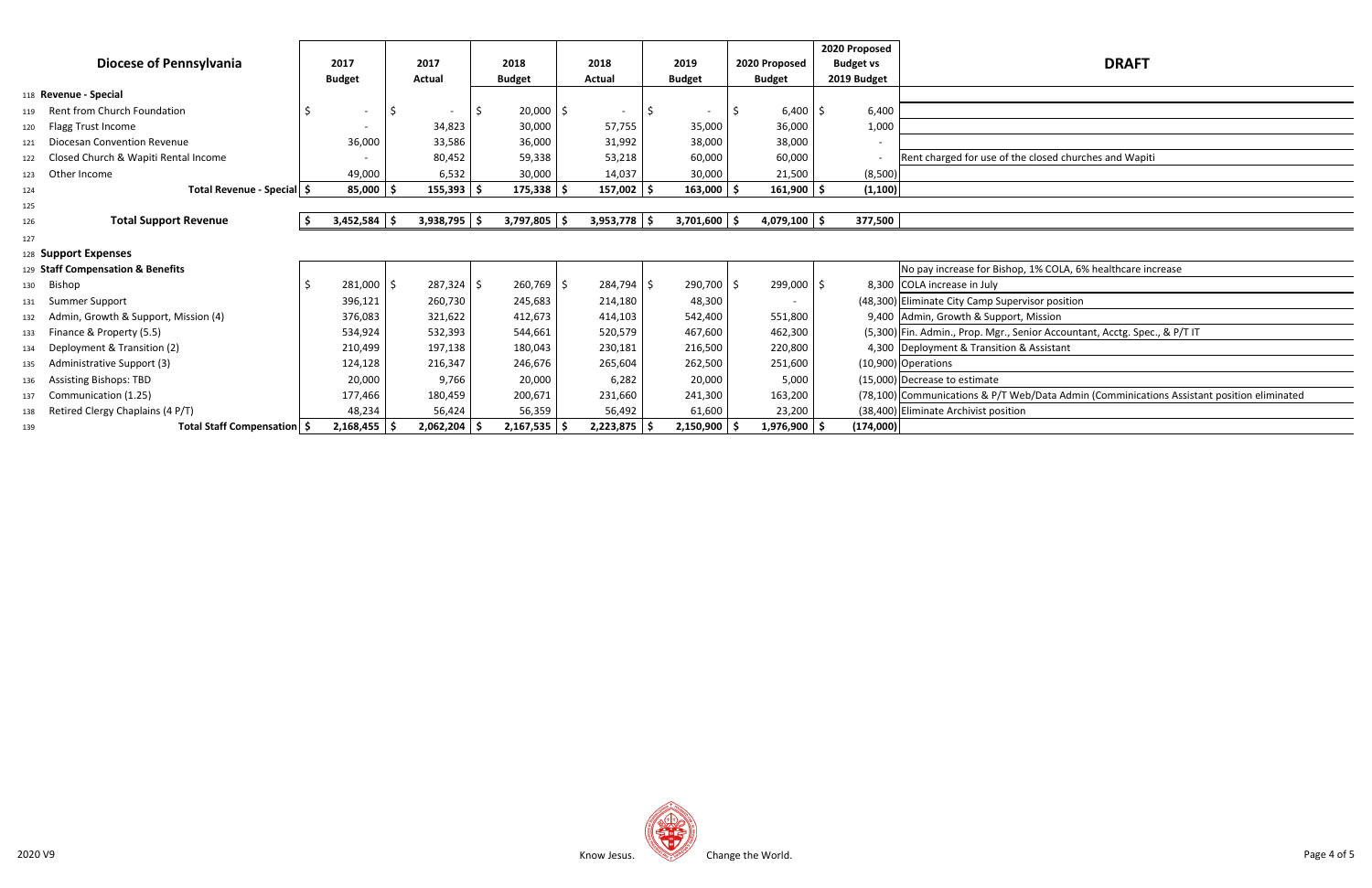| | Diocese of Pennsylvania | 2017 Budget | 2017 Actual | 2018 Budget | 2018 Actual | 2019 Budget | 2020 Proposed Budget | 2020 Proposed Budget vs 2019 Budget | DRAFT |
|---|---|---|---|---|---|---|---|---|---|
| 118 | **Revenue - Special** | | | | | | | | |
| 119 | Rent from Church Foundation | $ - | $ - | $ 20,000 | $ - | $ - | $ 6,400 | $ 6,400 | |
| 120 | Flagg Trust Income | - | 34,823 | 30,000 | 57,755 | 35,000 | 36,000 | 1,000 | |
| 121 | Diocesan Convention Revenue | 36,000 | 33,586 | 36,000 | 31,992 | 38,000 | 38,000 | - | |
| 122 | Closed Church & Wapiti Rental Income | - | 80,452 | 59,338 | 53,218 | 60,000 | 60,000 | - | Rent charged for use of the closed churches and Wapiti |
| 123 | Other Income | 49,000 | 6,532 | 30,000 | 14,037 | 30,000 | 21,500 | (8,500) | |
| 124 | **Total Revenue - Special** | **$ 85,000** | **$ 155,393** | **$ 175,338** | **$ 157,002** | **$ 163,000** | **$ 161,900** | **$ (1,100)** | |
| 125 | | | | | | | | | |
| 126 | **Total Support Revenue** | **$ 3,452,584** | **$ 3,938,795** | **$ 3,797,805** | **$ 3,953,778** | **$ 3,701,600** | **$ 4,079,100** | **$ 377,500** | |
| 127 | | | | | | | | | |
| 128 | **Support Expenses** | | | | | | | | |
| 129 | **Staff Compensation & Benefits** | | | | | | | | No pay increase for Bishop, 1% COLA, 6% healthcare increase |
| 130 | Bishop | $ 281,000 | $ 287,324 | $ 260,769 | $ 284,794 | $ 290,700 | $ 299,000 | $ 8,300 | COLA increase in July |
| 131 | Summer Support | 396,121 | 260,730 | 245,683 | 214,180 | 48,300 | - | (48,300) | Eliminate City Camp Supervisor position |
| 132 | Admin, Growth & Support, Mission (4) | 376,083 | 321,622 | 412,673 | 414,103 | 542,400 | 551,800 | 9,400 | Admin, Growth & Support, Mission |
| 133 | Finance & Property (5.5) | 534,924 | 532,393 | 544,661 | 520,579 | 467,600 | 462,300 | (5,300) | Fin. Admin., Prop. Mgr., Senior Accountant, Acctg. Spec., & P/T IT |
| 134 | Deployment & Transition (2) | 210,499 | 197,138 | 180,043 | 230,181 | 216,500 | 220,800 | 4,300 | Deployment & Transition & Assistant |
| 135 | Administrative Support (3) | 124,128 | 216,347 | 246,676 | 265,604 | 262,500 | 251,600 | (10,900) | Operations |
| 136 | Assisting Bishops: TBD | 20,000 | 9,766 | 20,000 | 6,282 | 20,000 | 5,000 | (15,000) | Decrease to estimate |
| 137 | Communication (1.25) | 177,466 | 180,459 | 200,671 | 231,660 | 241,300 | 163,200 | (78,100) | Communications & P/T Web/Data Admin (Comminications Assistant position eliminated |
| 138 | Retired Clergy Chaplains (4 P/T) | 48,234 | 56,424 | 56,359 | 56,492 | 61,600 | 23,200 | (38,400) | Eliminate Archivist position |
| 139 | **Total Staff Compensation** | **$ 2,168,455** | **$ 2,062,204** | **$ 2,167,535** | **$ 2,223,875** | **$ 2,150,900** | **$ 1,976,900** | **$ (174,000)** | |

2020 V9

Know Jesus. Change the World.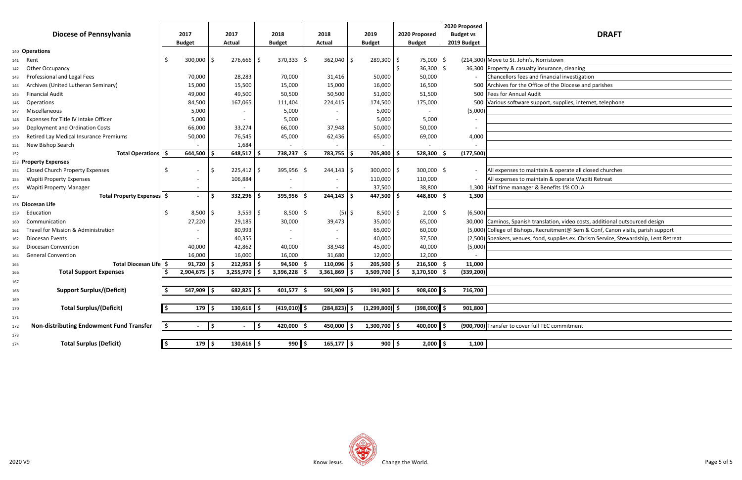# Diocese of Pennsylvania

**DRAFT**

| | | 2017 Budget | 2017 Actual | 2018 Budget | 2018 Actual | 2019 Budget | 2020 Proposed Budget | 2020 Proposed Budget vs 2019 Budget | |
|---|---|---|---|---|---|---|---|---|---|
| 140 | **Operations** | | | | | | | | |
| 141 | Rent | $ 300,000 | $ 276,666 | $ 370,333 | $ 362,040 | $ 289,300 | $ 75,000 | $ (214,300) | Move to St. John's, Norristown |
| 142 | Other Occupancy | | | | | | $ 36,300 | $ 36,300 | Property & casualty insurance, cleaning |
| 143 | Professional and Legal Fees | 70,000 | 28,283 | 70,000 | 31,416 | 50,000 | 50,000 | - | Chancellors fees and financial investigation |
| 144 | Archives (United Lutheran Seminary) | 15,000 | 15,500 | 15,000 | 15,000 | 16,000 | 16,500 | 500 | Archives for the Office of the Diocese and parishes |
| 145 | Financial Audit | 49,000 | 49,500 | 50,500 | 50,500 | 51,000 | 51,500 | 500 | Fees for Annual Audit |
| 146 | Operations | 84,500 | 167,065 | 111,404 | 224,415 | 174,500 | 175,000 | 500 | Various software support, supplies, internet, telephone |
| 147 | Miscellaneous | 5,000 | - | 5,000 | - | 5,000 | - | (5,000) | |
| 148 | Expenses for Title IV Intake Officer | 5,000 | - | 5,000 | - | 5,000 | 5,000 | - | |
| 149 | Deployment and Ordination Costs | 66,000 | 33,274 | 66,000 | 37,948 | 50,000 | 50,000 | - | |
| 150 | Retired Lay Medical Insurance Premiums | 50,000 | 76,545 | 45,000 | 62,436 | 65,000 | 69,000 | 4,000 | |
| 151 | New Bishop Search | - | 1,684 | - | - | - | - | - | |
| 152 | **Total Operations** | **$ 644,500** | **$ 648,517** | **$ 738,237** | **$ 783,755** | **$ 705,800** | **$ 528,300** | **$ (177,500)** | |
| 153 | **Property Expenses** | | | | | | | | |
| 154 | Closed Church Property Expenses | $ - | $ 225,412 | $ 395,956 | $ 244,143 | $ 300,000 | $ 300,000 | $ - | All expenses to maintain & operate all closed churches |
| 155 | Wapiti Property Expenses | - | 106,884 | - | - | 110,000 | 110,000 | - | All expenses to maintain & operate Wapiti Retreat |
| 156 | Wapiti Property Manager | - | - | - | - | 37,500 | 38,800 | 1,300 | Half time manager & Benefits 1% COLA |
| 157 | **Total Property Expenses** | **$ -** | **$ 332,296** | **$ 395,956** | **$ 244,143** | **$ 447,500** | **$ 448,800** | **$ 1,300** | |
| 158 | **Diocesan Life** | | | | | | | | |
| 159 | Education | $ 8,500 | $ 3,559 | $ 8,500 | $ (5) | $ 8,500 | $ 2,000 | $ (6,500) | |
| 160 | Communication | 27,220 | 29,185 | 30,000 | 39,473 | 35,000 | 65,000 | 30,000 | Caminos, Spanish translation, video costs, additional outsourced design |
| 161 | Travel for Mission & Administration | - | 80,993 | - | - | 65,000 | 60,000 | (5,000) | College of Bishops, Recruitment@ Sem & Conf, Canon visits, parish support |
| 162 | Diocesan Events | - | 40,355 | - | - | 40,000 | 37,500 | (2,500) | Speakers, venues, food, supplies ex. Chrism Service, Stewardship, Lent Retreat |
| 163 | Diocesan Convention | 40,000 | 42,862 | 40,000 | 38,948 | 45,000 | 40,000 | (5,000) | |
| 164 | General Convention | 16,000 | 16,000 | 16,000 | 31,680 | 12,000 | 12,000 | - | |
| 165 | **Total Diocesan Life** | **$ 91,720** | **$ 212,953** | **$ 94,500** | **$ 110,096** | **$ 205,500** | **$ 216,500** | **$ 11,000** | |
| 166 | **Total Support Expenses** | **$ 2,904,675** | **$ 3,255,970** | **$ 3,396,228** | **$ 3,361,869** | **$ 3,509,700** | **$ 3,170,500** | **$ (339,200)** | |
| 167 | | | | | | | | | |
| 168 | **Support Surplus/(Deficit)** | **$ 547,909** | **$ 682,825** | **$ 401,577** | **$ 591,909** | **$ 191,900** | **$ 908,600** | **$ 716,700** | |
| 169 | | | | | | | | | |
| 170 | **Total Surplus/(Deficit)** | **$ 179** | **$ 130,616** | **$ (419,010)** | **$ (284,823)** | **$ (1,299,800)** | **$ (398,000)** | **$ 901,800** | |
| 171 | | | | | | | | | |
| 172 | **Non-distributing Endowment Fund Transfer** | **$ -** | **$ -** | **$ 420,000** | **$ 450,000** | **$ 1,300,700** | **$ 400,000** | **$ (900,700)** | Transfer to cover full TEC commitment |
| 173 | | | | | | | | | |
| 174 | **Total Surplus (Deficit)** | **$ 179** | **$ 130,616** | **$ 990** | **$ 165,177** | **$ 900** | **$ 2,000** | **$ 1,100** | |

2020 V9

Know Jesus. Change the World.